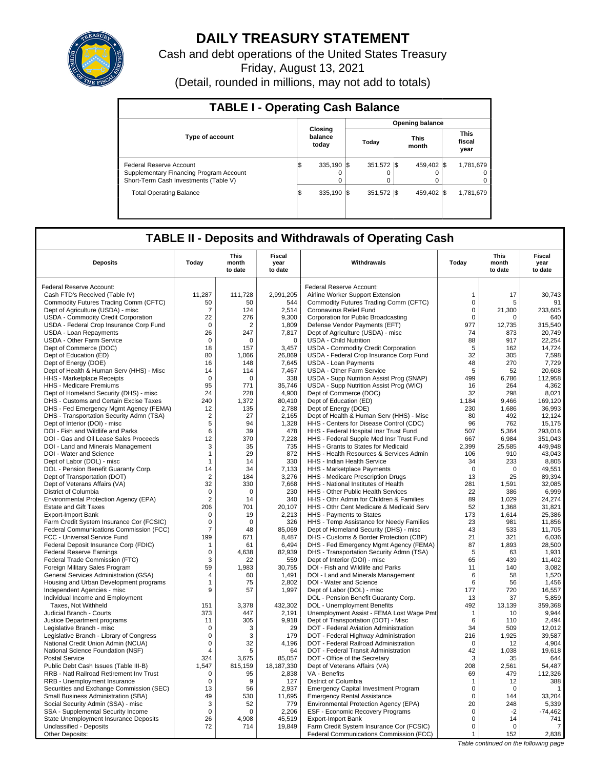# DAILY TREASURY STATEMENT

Cash and debt operations of the United States Treasury

Friday, August 13, 2021

(Detail, rounded in millions, may not add to totals)

## TABLE I - Operating Cash Balance

| Type of account | Closing balance today | Opening balance Today | Opening balance This month | Opening balance This fiscal year |
|---|---|---|---|---|
| Federal Reserve Account | $ 335,190 | $ 351,572 | $ 459,402 | $ 1,781,679 |
| Supplementary Financing Program Account | 0 | 0 | 0 | 0 |
| Short-Term Cash Investments (Table V) | 0 | 0 | 0 | 0 |
| Total Operating Balance | $ 335,190 | $ 351,572 | $ 459,402 | $ 1,781,679 |

## TABLE II - Deposits and Withdrawals of Operating Cash

| Deposits | Today | This month to date | Fiscal year to date | Withdrawals | Today | This month to date | Fiscal year to date |
|---|---|---|---|---|---|---|---|
| Federal Reserve Account: | | | | Federal Reserve Account: | | | |
| Cash FTD's Received (Table IV) | 11,287 | 111,728 | 2,991,205 | Airline Worker Support Extension | 1 | 17 | 30,743 |
| Commodity Futures Trading Comm (CFTC) | 50 | 50 | 544 | Commodity Futures Trading Comm (CFTC) | 0 | 5 | 91 |
| Dept of Agriculture (USDA) - misc | 7 | 124 | 2,514 | Coronavirus Relief Fund | 0 | 21,300 | 233,605 |
| USDA - Commodity Credit Corporation | 22 | 276 | 9,300 | Corporation for Public Broadcasting | 0 | 0 | 640 |
| USDA - Federal Crop Insurance Corp Fund | 0 | 2 | 1,809 | Defense Vendor Payments (EFT) | 977 | 12,735 | 315,540 |
| USDA - Loan Repayments | 26 | 247 | 7,817 | Dept of Agriculture (USDA) - misc | 74 | 873 | 20,749 |
| USDA - Other Farm Service | 0 | 0 | 0 | USDA - Child Nutrition | 88 | 917 | 22,254 |
| Dept of Commerce (DOC) | 18 | 157 | 3,457 | USDA - Commodity Credit Corporation | 5 | 162 | 14,724 |
| Dept of Education (ED) | 80 | 1,066 | 26,869 | USDA - Federal Crop Insurance Corp Fund | 32 | 305 | 7,598 |
| Dept of Energy (DOE) | 16 | 148 | 7,645 | USDA - Loan Payments | 48 | 270 | 7,729 |
| Dept of Health & Human Serv (HHS) - Misc | 14 | 114 | 7,467 | USDA - Other Farm Service | 5 | 52 | 20,608 |
| HHS - Marketplace Receipts | 0 | 0 | 338 | USDA - Supp Nutrition Assist Prog (SNAP) | 499 | 6,786 | 112,958 |
| HHS - Medicare Premiums | 95 | 771 | 35,746 | USDA - Supp Nutrition Assist Prog (WIC) | 16 | 264 | 4,362 |
| Dept of Homeland Security (DHS) - misc | 24 | 228 | 4,900 | Dept of Commerce (DOC) | 32 | 298 | 8,021 |
| DHS - Customs and Certain Excise Taxes | 240 | 1,372 | 80,410 | Dept of Education (ED) | 1,184 | 9,466 | 169,120 |
| DHS - Fed Emergency Mgmt Agency (FEMA) | 12 | 135 | 2,788 | Dept of Energy (DOE) | 230 | 1,686 | 36,993 |
| DHS - Transportation Security Admn (TSA) | 2 | 27 | 2,165 | Dept of Health & Human Serv (HHS) - Misc | 80 | 492 | 12,124 |
| Dept of Interior (DOI) - misc | 5 | 94 | 1,328 | HHS - Centers for Disease Control (CDC) | 96 | 762 | 15,175 |
| DOI - Fish and Wildlife and Parks | 6 | 39 | 478 | HHS - Federal Hospital Insr Trust Fund | 507 | 5,364 | 293,016 |
| DOI - Gas and Oil Lease Sales Proceeds | 12 | 370 | 7,228 | HHS - Federal Supple Med Insr Trust Fund | 667 | 6,984 | 351,043 |
| DOI - Land and Minerals Management | 3 | 35 | 735 | HHS - Grants to States for Medicaid | 2,399 | 25,585 | 449,948 |
| DOI - Water and Science | 1 | 29 | 872 | HHS - Health Resources & Services Admin | 106 | 910 | 43,043 |
| Dept of Labor (DOL) - misc | 1 | 14 | 330 | HHS - Indian Health Service | 34 | 233 | 8,805 |
| DOL - Pension Benefit Guaranty Corp. | 14 | 34 | 7,133 | HHS - Marketplace Payments | 0 | 0 | 49,551 |
| Dept of Transportation (DOT) | 2 | 184 | 3,276 | HHS - Medicare Prescription Drugs | 13 | 25 | 89,394 |
| Dept of Veterans Affairs (VA) | 32 | 330 | 7,668 | HHS - National Institutes of Health | 281 | 1,591 | 32,085 |
| District of Columbia | 0 | 0 | 230 | HHS - Other Public Health Services | 22 | 386 | 6,999 |
| Environmental Protection Agency (EPA) | 2 | 14 | 340 | HHS - Othr Admin for Children & Families | 89 | 1,029 | 24,274 |
| Estate and Gift Taxes | 206 | 701 | 20,107 | HHS - Othr Cent Medicare & Medicaid Serv | 52 | 1,368 | 31,821 |
| Export-Import Bank | 0 | 19 | 2,213 | HHS - Payments to States | 173 | 1,614 | 25,386 |
| Farm Credit System Insurance Cor (FCSIC) | 0 | 0 | 326 | HHS - Temp Assistance for Needy Families | 23 | 981 | 11,856 |
| Federal Communications Commission (FCC) | 7 | 48 | 85,069 | Dept of Homeland Security (DHS) - misc | 43 | 533 | 11,705 |
| FCC - Universal Service Fund | 199 | 671 | 8,487 | DHS - Customs & Border Protection (CBP) | 21 | 321 | 6,036 |
| Federal Deposit Insurance Corp (FDIC) | 1 | 61 | 6,494 | DHS - Fed Emergency Mgmt Agency (FEMA) | 87 | 1,893 | 28,500 |
| Federal Reserve Earnings | 0 | 4,638 | 82,939 | DHS - Transportation Security Admn (TSA) | 5 | 63 | 1,931 |
| Federal Trade Commission (FTC) | 3 | 22 | 559 | Dept of Interior (DOI) - misc | 65 | 439 | 11,402 |
| Foreign Military Sales Program | 59 | 1,983 | 30,755 | DOI - Fish and Wildlife and Parks | 11 | 140 | 3,082 |
| General Services Administration (GSA) | 4 | 60 | 1,491 | DOI - Land and Minerals Management | 6 | 58 | 1,520 |
| Housing and Urban Development programs | 1 | 75 | 2,802 | DOI - Water and Science | 6 | 56 | 1,456 |
| Independent Agencies - misc | 9 | 57 | 1,997 | Dept of Labor (DOL) - misc | 177 | 720 | 16,557 |
| Individual Income and Employment | | | | DOL - Pension Benefit Guaranty Corp. | 13 | 37 | 5,859 |
| Taxes, Not Withheld | 151 | 3,378 | 432,302 | DOL - Unemployment Benefits | 492 | 13,139 | 359,368 |
| Judicial Branch - Courts | 373 | 447 | 2,191 | Unemployment Assist - FEMA Lost Wage Pmt | 1 | 10 | 9,944 |
| Justice Department programs | 11 | 305 | 9,918 | Dept of Transportation (DOT) - Misc | 6 | 110 | 2,494 |
| Legislative Branch - misc | 0 | 3 | 29 | DOT - Federal Aviation Administration | 34 | 509 | 12,012 |
| Legislative Branch - Library of Congress | 0 | 3 | 179 | DOT - Federal Highway Administration | 216 | 1,925 | 39,587 |
| National Credit Union Admin (NCUA) | 0 | 32 | 4,196 | DOT - Federal Railroad Administration | 0 | 12 | 4,904 |
| National Science Foundation (NSF) | 4 | 5 | 64 | DOT - Federal Transit Administration | 42 | 1,038 | 19,618 |
| Postal Service | 324 | 3,675 | 85,057 | DOT - Office of the Secretary | 3 | 35 | 644 |
| Public Debt Cash Issues (Table III-B) | 1,547 | 815,159 | 18,187,330 | Dept of Veterans Affairs (VA) | 208 | 2,561 | 54,487 |
| RRB - Natl Railroad Retirement Inv Trust | 0 | 95 | 2,838 | VA - Benefits | 69 | 479 | 112,326 |
| RRB - Unemployment Insurance | 0 | 9 | 127 | District of Columbia | 1 | 12 | 388 |
| Securities and Exchange Commission (SEC) | 13 | 56 | 2,937 | Emergency Capital Investment Program | 0 | 0 | 1 |
| Small Business Administration (SBA) | 49 | 530 | 11,695 | Emergency Rental Assistance | 0 | 144 | 33,204 |
| Social Security Admin (SSA) - misc | 3 | 52 | 779 | Environmental Protection Agency (EPA) | 20 | 248 | 5,339 |
| SSA - Supplemental Security Income | 0 | 0 | 2,206 | ESF - Economic Recovery Programs | 0 | -2 | -74,462 |
| State Unemployment Insurance Deposits | 26 | 4,908 | 45,519 | Export-Import Bank | 0 | 14 | 741 |
| Unclassified - Deposits | 72 | 714 | 19,849 | Farm Credit System Insurance Cor (FCSIC) | 0 | 0 | 7 |
| Other Deposits: | | | | Federal Communications Commission (FCC) | 1 | 152 | 2,838 |

*Table continued on the following page*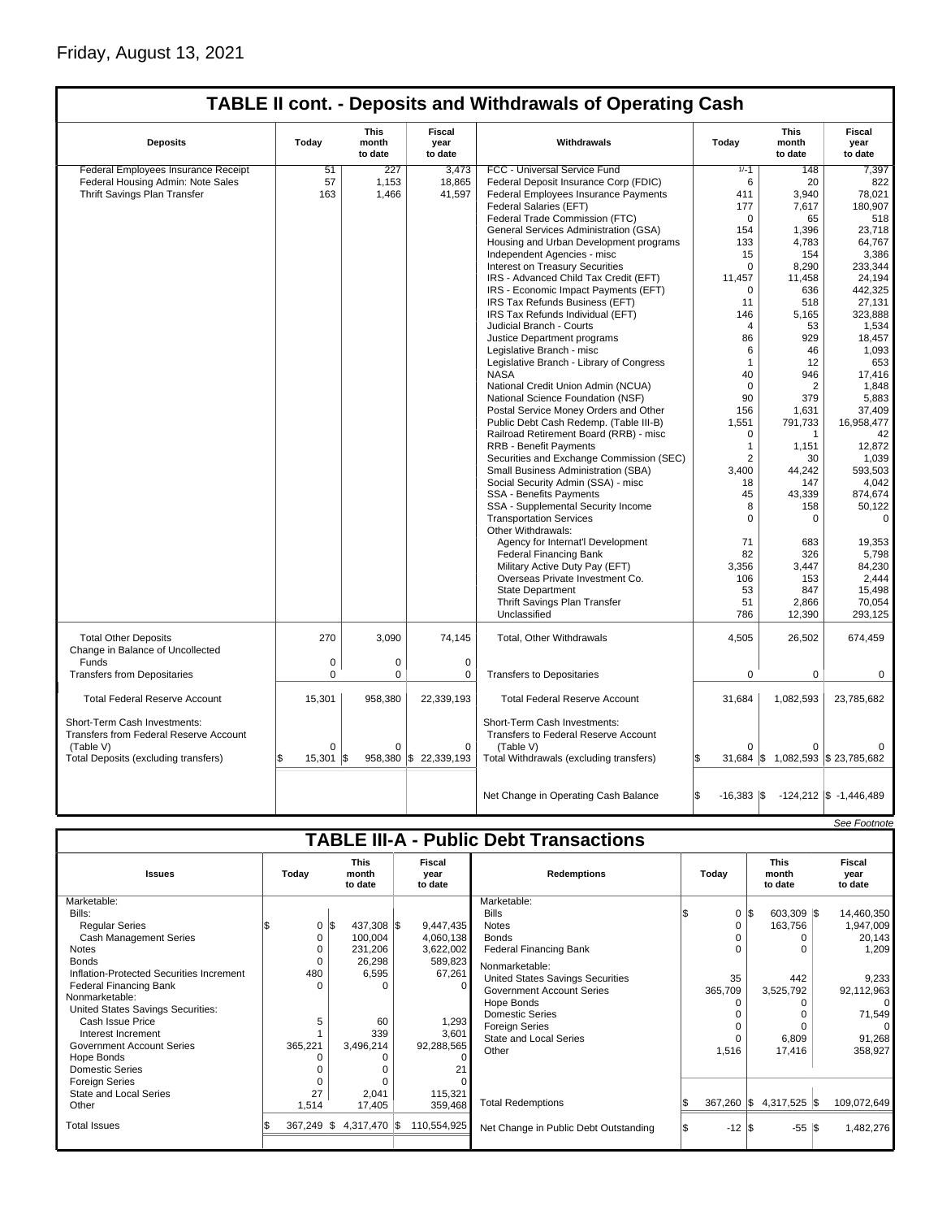Friday, August 13, 2021

## TABLE II cont. - Deposits and Withdrawals of Operating Cash

| Deposits | Today | This month to date | Fiscal year to date | Withdrawals | Today | This month to date | Fiscal year to date |
|---|---|---|---|---|---|---|---|
| Federal Employees Insurance Receipt | 51 | 227 | 3,473 | FCC - Universal Service Fund | 1/-1 | 148 | 7,397 |
| Federal Housing Admin: Note Sales | 57 | 1,153 | 18,865 | Federal Deposit Insurance Corp (FDIC) | 6 | 20 | 822 |
| Thrift Savings Plan Transfer | 163 | 1,466 | 41,597 | Federal Employees Insurance Payments | 411 | 3,940 | 78,021 |
| | | | | Federal Salaries (EFT) | 177 | 7,617 | 180,907 |
| | | | | Federal Trade Commission (FTC) | 0 | 65 | 518 |
| | | | | General Services Administration (GSA) | 154 | 1,396 | 23,718 |
| | | | | Housing and Urban Development programs | 133 | 4,783 | 64,767 |
| | | | | Independent Agencies - misc | 15 | 154 | 3,386 |
| | | | | Interest on Treasury Securities | 0 | 8,290 | 233,344 |
| | | | | IRS - Advanced Child Tax Credit (EFT) | 11,457 | 11,458 | 24,194 |
| | | | | IRS - Economic Impact Payments (EFT) | 0 | 636 | 442,325 |
| | | | | IRS Tax Refunds Business (EFT) | 11 | 518 | 27,131 |
| | | | | IRS Tax Refunds Individual (EFT) | 146 | 5,165 | 323,888 |
| | | | | Judicial Branch - Courts | 4 | 53 | 1,534 |
| | | | | Justice Department programs | 86 | 929 | 18,457 |
| | | | | Legislative Branch - misc | 6 | 46 | 1,093 |
| | | | | Legislative Branch - Library of Congress | 1 | 12 | 653 |
| | | | | NASA | 40 | 946 | 17,416 |
| | | | | National Credit Union Admin (NCUA) | 0 | 2 | 1,848 |
| | | | | National Science Foundation (NSF) | 90 | 379 | 5,883 |
| | | | | Postal Service Money Orders and Other | 156 | 1,631 | 37,409 |
| | | | | Public Debt Cash Redemp. (Table III-B) | 1,551 | 791,733 | 16,958,477 |
| | | | | Railroad Retirement Board (RRB) - misc | 0 | 1 | 42 |
| | | | | RRB - Benefit Payments | 1 | 1,151 | 12,872 |
| | | | | Securities and Exchange Commission (SEC) | 2 | 30 | 1,039 |
| | | | | Small Business Administration (SBA) | 3,400 | 44,242 | 593,503 |
| | | | | Social Security Admin (SSA) - misc | 18 | 147 | 4,042 |
| | | | | SSA - Benefits Payments | 45 | 43,339 | 874,674 |
| | | | | SSA - Supplemental Security Income | 8 | 158 | 50,122 |
| | | | | Transportation Services | 0 | 0 | 0 |
| | | | | Other Withdrawals: | | | |
| | | | | Agency for Internat'l Development | 71 | 683 | 19,353 |
| | | | | Federal Financing Bank | 82 | 326 | 5,798 |
| | | | | Military Active Duty Pay (EFT) | 3,356 | 3,447 | 84,230 |
| | | | | Overseas Private Investment Co. | 106 | 153 | 2,444 |
| | | | | State Department | 53 | 847 | 15,498 |
| | | | | Thrift Savings Plan Transfer | 51 | 2,866 | 70,054 |
| | | | | Unclassified | 786 | 12,390 | 293,125 |
| Total Other Deposits | 270 | 3,090 | 74,145 | Total, Other Withdrawals | 4,505 | 26,502 | 674,459 |
| Change in Balance of Uncollected Funds | 0 | 0 | 0 | | | | |
| Transfers from Depositaries | 0 | 0 | 0 | Transfers to Depositaries | 0 | 0 | 0 |
| Total Federal Reserve Account | 15,301 | 958,380 | 22,339,193 | Total Federal Reserve Account | 31,684 | 1,082,593 | 23,785,682 |
| Short-Term Cash Investments: Transfers from Federal Reserve Account (Table V) | 0 | 0 | 0 | Short-Term Cash Investments: Transfers to Federal Reserve Account (Table V) | 0 | 0 | 0 |
| Total Deposits (excluding transfers) | $ 15,301 | $ 958,380 | $ 22,339,193 | Total Withdrawals (excluding transfers) | $ 31,684 | $ 1,082,593 | $ 23,785,682 |
| | | | | Net Change in Operating Cash Balance | $ -16,383 | $ -124,212 | $ -1,446,489 |

*See Footnote*

## TABLE III-A - Public Debt Transactions

| Issues | Today | This month to date | Fiscal year to date | Redemptions | Today | This month to date | Fiscal year to date |
|---|---|---|---|---|---|---|---|
| Marketable: | | | | Marketable: | | | |
| Bills: | | | | Bills | $ 0 | $ 603,309 | $ 14,460,350 |
| Regular Series | $ 0 | $ 437,308 | $ 9,447,435 | Notes | 0 | 163,756 | 1,947,009 |
| Cash Management Series | 0 | 100,004 | 4,060,138 | Bonds | 0 | 0 | 20,143 |
| Notes | 0 | 231,206 | 3,622,002 | Federal Financing Bank | 0 | 0 | 1,209 |
| Bonds | 0 | 26,298 | 589,823 | Nonmarketable: | | | |
| Inflation-Protected Securities Increment | 480 | 6,595 | 67,261 | United States Savings Securities | 35 | 442 | 9,233 |
| Federal Financing Bank | 0 | 0 | 0 | Government Account Series | 365,709 | 3,525,792 | 92,112,963 |
| Nonmarketable: | | | | Hope Bonds | 0 | 0 | 0 |
| United States Savings Securities: | | | | Domestic Series | 0 | 0 | 71,549 |
| Cash Issue Price | 5 | 60 | 1,293 | Foreign Series | 0 | 0 | 0 |
| Interest Increment | 1 | 339 | 3,601 | State and Local Series | 0 | 6,809 | 91,268 |
| Government Account Series | 365,221 | 3,496,214 | 92,288,565 | Other | 1,516 | 17,416 | 358,927 |
| Hope Bonds | 0 | 0 | 0 | | | | |
| Domestic Series | 0 | 0 | 21 | | | | |
| Foreign Series | 0 | 0 | 0 | | | | |
| State and Local Series | 27 | 2,041 | 115,321 | | | | |
| Other | 1,514 | 17,405 | 359,468 | Total Redemptions | $ 367,260 | $ 4,317,525 | $ 109,072,649 |
| Total Issues | $ 367,249 | $ 4,317,470 | $ 110,554,925 | Net Change in Public Debt Outstanding | $ -12 | $ -55 | $ 1,482,276 |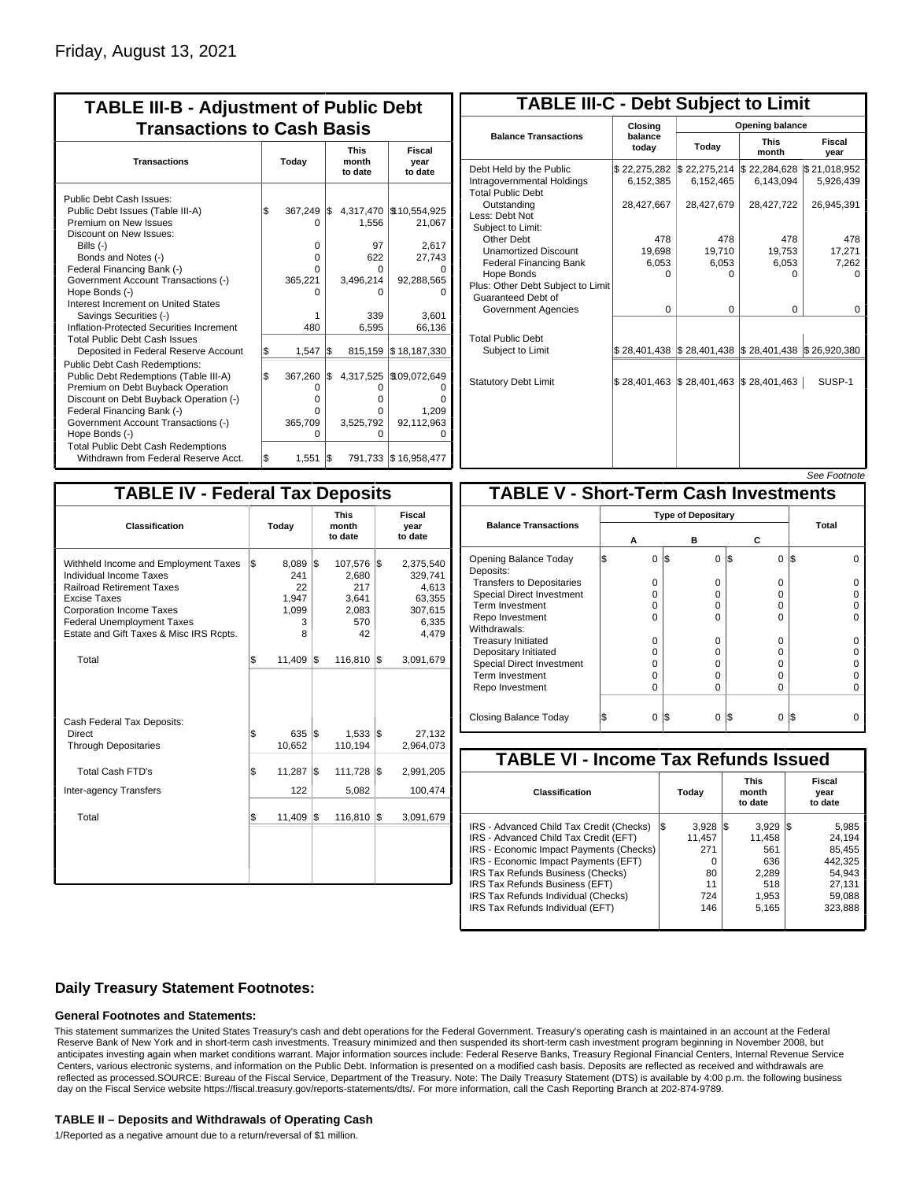Friday, August 13, 2021

## TABLE III-B - Adjustment of Public Debt Transactions to Cash Basis

| Transactions | Today | This month to date | Fiscal year to date |
|---|---|---|---|
| Public Debt Cash Issues: | | | |
| Public Debt Issues (Table III-A) | $ 367,249 | $ 4,317,470 | $ 10,554,925 |
| Premium on New Issues | 0 | 1,556 | 21,067 |
| Discount on New Issues: | | | |
| Bills (-) | 0 | 97 | 2,617 |
| Bonds and Notes (-) | 0 | 622 | 27,743 |
| Federal Financing Bank (-) | 0 | 0 | 0 |
| Government Account Transactions (-) | 365,221 | 3,496,214 | 92,288,565 |
| Hope Bonds (-) | 0 | 0 | 0 |
| Interest Increment on United States Savings Securities (-) | 1 | 339 | 3,601 |
| Inflation-Protected Securities Increment | 480 | 6,595 | 66,136 |
| Total Public Debt Cash Issues Deposited in Federal Reserve Account | $ 1,547 | $ 815,159 | $ 18,187,330 |
| Public Debt Cash Redemptions: | | | |
| Public Debt Redemptions (Table III-A) | $ 367,260 | $ 4,317,525 | $ 109,072,649 |
| Premium on Debt Buyback Operation | 0 | 0 | 0 |
| Discount on Debt Buyback Operation (-) | 0 | 0 | 0 |
| Federal Financing Bank (-) | 0 | 0 | 1,209 |
| Government Account Transactions (-) | 365,709 | 3,525,792 | 92,112,963 |
| Hope Bonds (-) | 0 | 0 | 0 |
| Total Public Debt Cash Redemptions Withdrawn from Federal Reserve Acct. | $ 1,551 | $ 791,733 | $ 16,958,477 |

## TABLE III-C - Debt Subject to Limit

| Balance Transactions | Closing balance today | Opening balance Today | Opening balance This month | Opening balance Fiscal year |
|---|---|---|---|---|
| Debt Held by the Public | $ 22,275,282 | $ 22,275,214 | $ 22,284,628 | $ 21,018,952 |
| Intragovernmental Holdings | 6,152,385 | 6,152,465 | 6,143,094 | 5,926,439 |
| Total Public Debt Outstanding | 28,427,667 | 28,427,679 | 28,427,722 | 26,945,391 |
| Less: Debt Not Subject to Limit: | | | | |
| Other Debt | 478 | 478 | 478 | 478 |
| Unamortized Discount | 19,698 | 19,710 | 19,753 | 17,271 |
| Federal Financing Bank | 6,053 | 6,053 | 6,053 | 7,262 |
| Hope Bonds | 0 | 0 | 0 | 0 |
| Plus: Other Debt Subject to Limit Guaranteed Debt of Government Agencies | 0 | 0 | 0 | 0 |
| Total Public Debt Subject to Limit | $ 28,401,438 | $ 28,401,438 | $ 28,401,438 | $ 26,920,380 |
| Statutory Debt Limit | $ 28,401,463 | $ 28,401,463 | $ 28,401,463 | SUSP-1 |

*See Footnote*

## TABLE IV - Federal Tax Deposits

| Classification | Today | This month to date | Fiscal year to date |
|---|---|---|---|
| Withheld Income and Employment Taxes | $ 8,089 | $ 107,576 | $ 2,375,540 |
| Individual Income Taxes | 241 | 2,680 | 329,741 |
| Railroad Retirement Taxes | 22 | 217 | 4,613 |
| Excise Taxes | 1,947 | 3,641 | 63,355 |
| Corporation Income Taxes | 1,099 | 2,083 | 307,615 |
| Federal Unemployment Taxes | 3 | 570 | 6,335 |
| Estate and Gift Taxes & Misc IRS Rcpts. | 8 | 42 | 4,479 |
| Total | $ 11,409 | $ 116,810 | $ 3,091,679 |
| Cash Federal Tax Deposits: | | | |
| Direct | $ 635 | $ 1,533 | $ 27,132 |
| Through Depositaries | 10,652 | 110,194 | 2,964,073 |
| Total Cash FTD's | $ 11,287 | $ 111,728 | $ 2,991,205 |
| Inter-agency Transfers | 122 | 5,082 | 100,474 |
| Total | $ 11,409 | $ 116,810 | $ 3,091,679 |

## TABLE V - Short-Term Cash Investments

| Balance Transactions | Type of Depositary A | B | C | Total |
|---|---|---|---|---|
| Opening Balance Today | $ 0 | $ 0 | $ 0 | $ 0 |
| Deposits: | | | | |
| Transfers to Depositaries | 0 | 0 | 0 | 0 |
| Special Direct Investment | 0 | 0 | 0 | 0 |
| Term Investment | 0 | 0 | 0 | 0 |
| Repo Investment | 0 | 0 | 0 | 0 |
| Withdrawals: | | | | |
| Treasury Initiated | 0 | 0 | 0 | 0 |
| Depositary Initiated | 0 | 0 | 0 | 0 |
| Special Direct Investment | 0 | 0 | 0 | 0 |
| Term Investment | 0 | 0 | 0 | 0 |
| Repo Investment | 0 | 0 | 0 | 0 |
| Closing Balance Today | $ 0 | $ 0 | $ 0 | $ 0 |

## TABLE VI - Income Tax Refunds Issued

| Classification | Today | This month to date | Fiscal year to date |
|---|---|---|---|
| IRS - Advanced Child Tax Credit (Checks) | $ 3,928 | $ 3,929 | $ 5,985 |
| IRS - Advanced Child Tax Credit (EFT) | 11,457 | 11,458 | 24,194 |
| IRS - Economic Impact Payments (Checks) | 271 | 561 | 85,455 |
| IRS - Economic Impact Payments (EFT) | 0 | 636 | 442,325 |
| IRS Tax Refunds Business (Checks) | 80 | 2,289 | 54,943 |
| IRS Tax Refunds Business (EFT) | 11 | 518 | 27,131 |
| IRS Tax Refunds Individual (Checks) | 724 | 1,953 | 59,088 |
| IRS Tax Refunds Individual (EFT) | 146 | 5,165 | 323,888 |

### Daily Treasury Statement Footnotes:

#### General Footnotes and Statements:

This statement summarizes the United States Treasury's cash and debt operations for the Federal Government. Treasury's operating cash is maintained in an account at the Federal Reserve Bank of New York and in short-term cash investments. Treasury minimized and then suspended its short-term cash investment program beginning in November 2008, but anticipates investing again when market conditions warrant. Major information sources include: Federal Reserve Banks, Treasury Regional Financial Centers, Internal Revenue Service Centers, various electronic systems, and information on the Public Debt. Information is presented on a modified cash basis. Deposits are reflected as received and withdrawals are reflected as processed.SOURCE: Bureau of the Fiscal Service, Department of the Treasury. Note: The Daily Treasury Statement (DTS) is available by 4:00 p.m. the following business day on the Fiscal Service website https://fiscal.treasury.gov/reports-statements/dts/. For more information, call the Cash Reporting Branch at 202-874-9789.

#### TABLE II – Deposits and Withdrawals of Operating Cash

1/Reported as a negative amount due to a return/reversal of $1 million.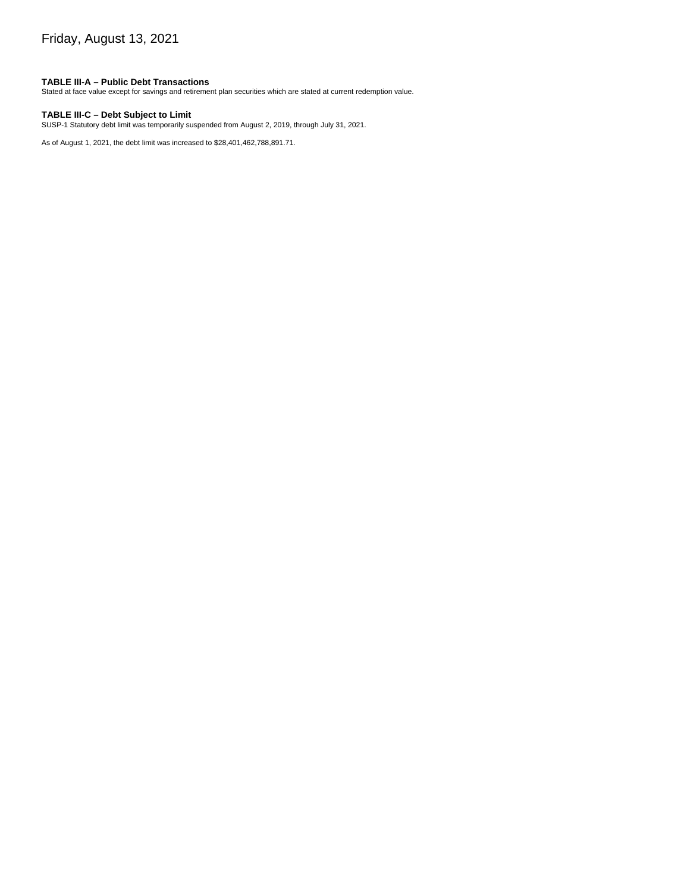Friday, August 13, 2021

**TABLE III-A – Public Debt Transactions**

Stated at face value except for savings and retirement plan securities which are stated at current redemption value.

**TABLE III-C – Debt Subject to Limit**

SUSP-1 Statutory debt limit was temporarily suspended from August 2, 2019, through July 31, 2021.

As of August 1, 2021, the debt limit was increased to $28,401,462,788,891.71.